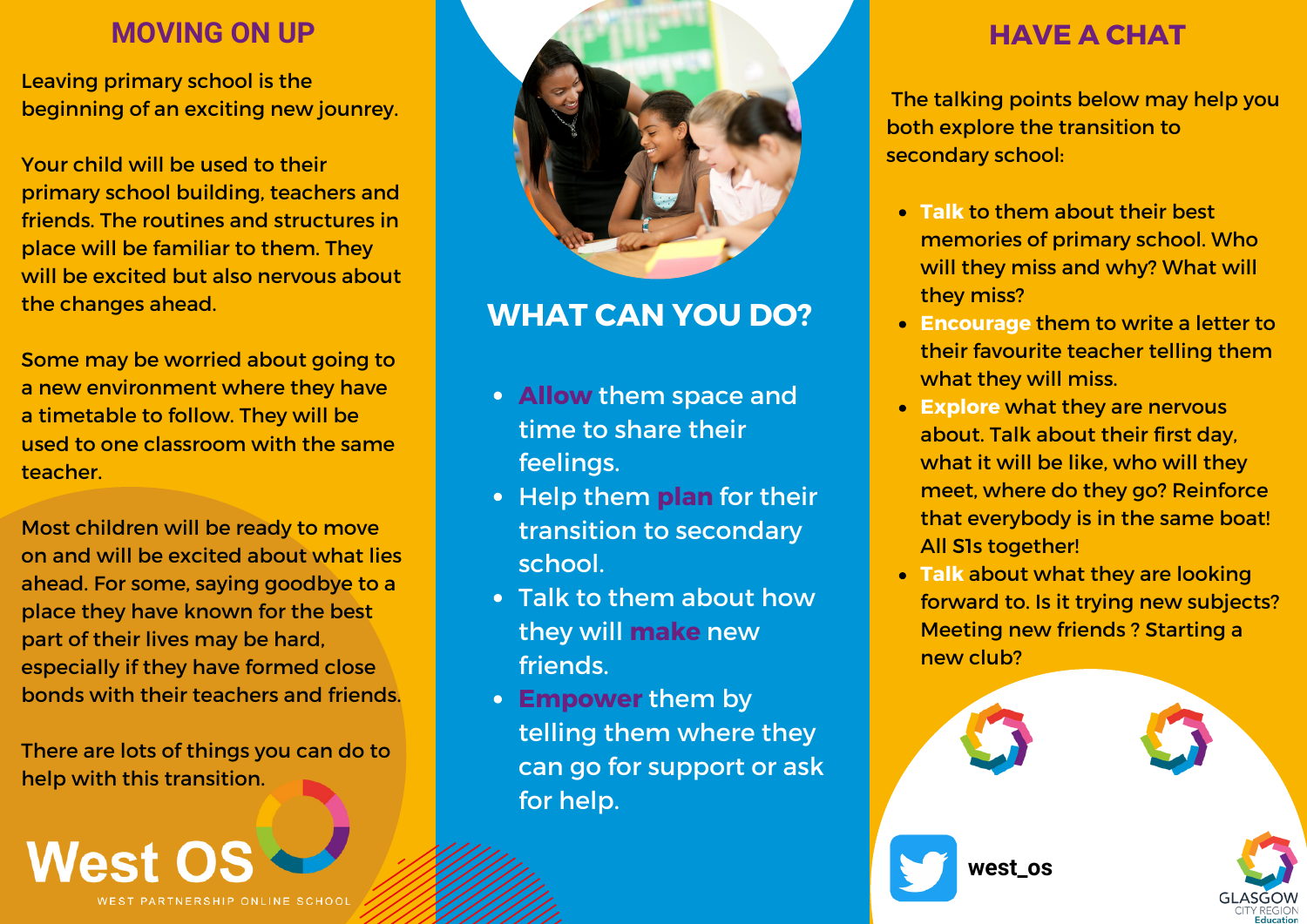## MOVING ON UP

Leaving primary school is the beginning of an exciting new jounrey.

Your child will be used to their primary school building, teachers and friends. The routines and structures in place will be familiar to them. They will be excited but also nervous about the changes ahead.

Some may be worried about going to a new environment where they have a timetable to follow. They will be used to one classroom with the same teacher.

Most children will be ready to move on and will be excited about what lies ahead. For some, saying goodbye to a place they have known for the best part of their lives may be hard, especially if they have formed close bonds with their teachers and friends.

There are lots of things you can do to help with this transition.

West OS

WEST PARTNERSHIP ONLINE SCHOOL

## WHAT CAN YOU DO?

- **Allow** them space and time to share their feelings.
- Help them **plan** for their transition to secondary school.
- Talk to them about how they will **make** new friends.
- **Empower** them by telling them where they can go for support or ask for help.

## HAVE A CHAT

The talking points below may help you both explore the transition to secondary school:

- **Talk** to them about their best memories of primary school. Who will they miss and why? What will they miss?
- **Encourage** them to write a letter to their favourite teacher telling them what they will miss.
- **Explore** what they are nervous about. Talk about their first day, what it will be like, who will they meet, where do they go? Reinforce that everybody is in the same boat! All S1s together!
- **Talk** about what they are looking forward to. Is it trying new subjects? Meeting new friends ? Starting a new club?

west_os

GLASGOW CITY REGION Education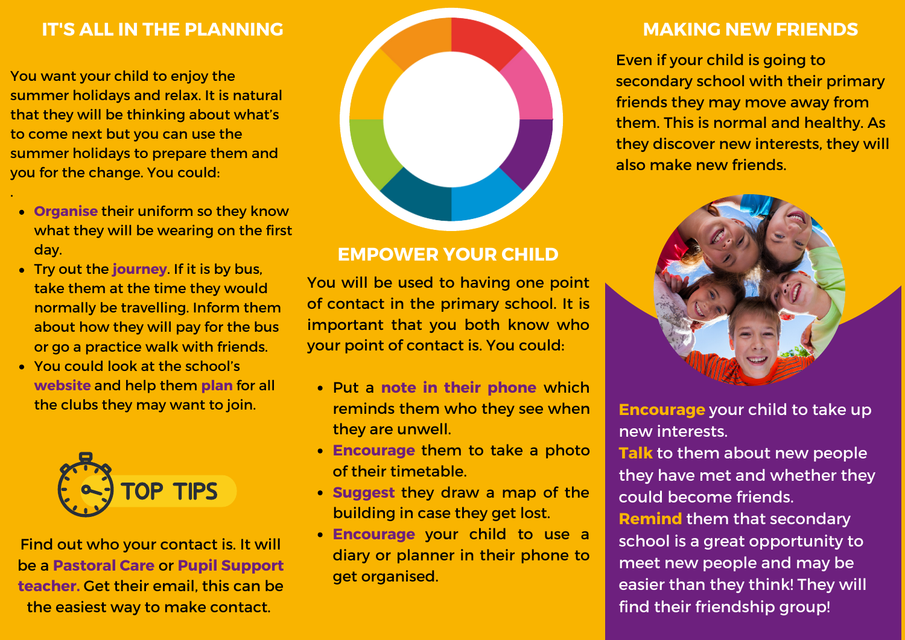## IT'S ALL IN THE PLANNING

You want your child to enjoy the summer holidays and relax. It is natural that they will be thinking about what's to come next but you can use the summer holidays to prepare them and you for the change. You could:

.

- **Organise** their uniform so they know what they will be wearing on the first day.
- Try out the **journey**. If it is by bus, take them at the time they would normally be travelling. Inform them about how they will pay for the bus or go a practice walk with friends.
- You could look at the school's **website** and help them **plan** for all the clubs they may want to join.

### TOP TIPS

Find out who your contact is. It will be a **Pastoral Care** or **Pupil Support teacher.** Get their email, this can be the easiest way to make contact.

## EMPOWER YOUR CHILD

You will be used to having one point of contact in the primary school. It is important that you both know who your point of contact is. You could:

- Put a **note in their phone** which reminds them who they see when they are unwell.
- **Encourage** them to take a photo of their timetable.
- **Suggest** they draw a map of the building in case they get lost.
- **Encourage** your child to use a diary or planner in their phone to get organised.

## MAKING NEW FRIENDS

Even if your child is going to secondary school with their primary friends they may move away from them. This is normal and healthy. As they discover new interests, they will also make new friends.

**Encourage** your child to take up new interests.
**Talk** to them about new people they have met and whether they could become friends.
**Remind** them that secondary school is a great opportunity to meet new people and may be easier than they think! They will find their friendship group!